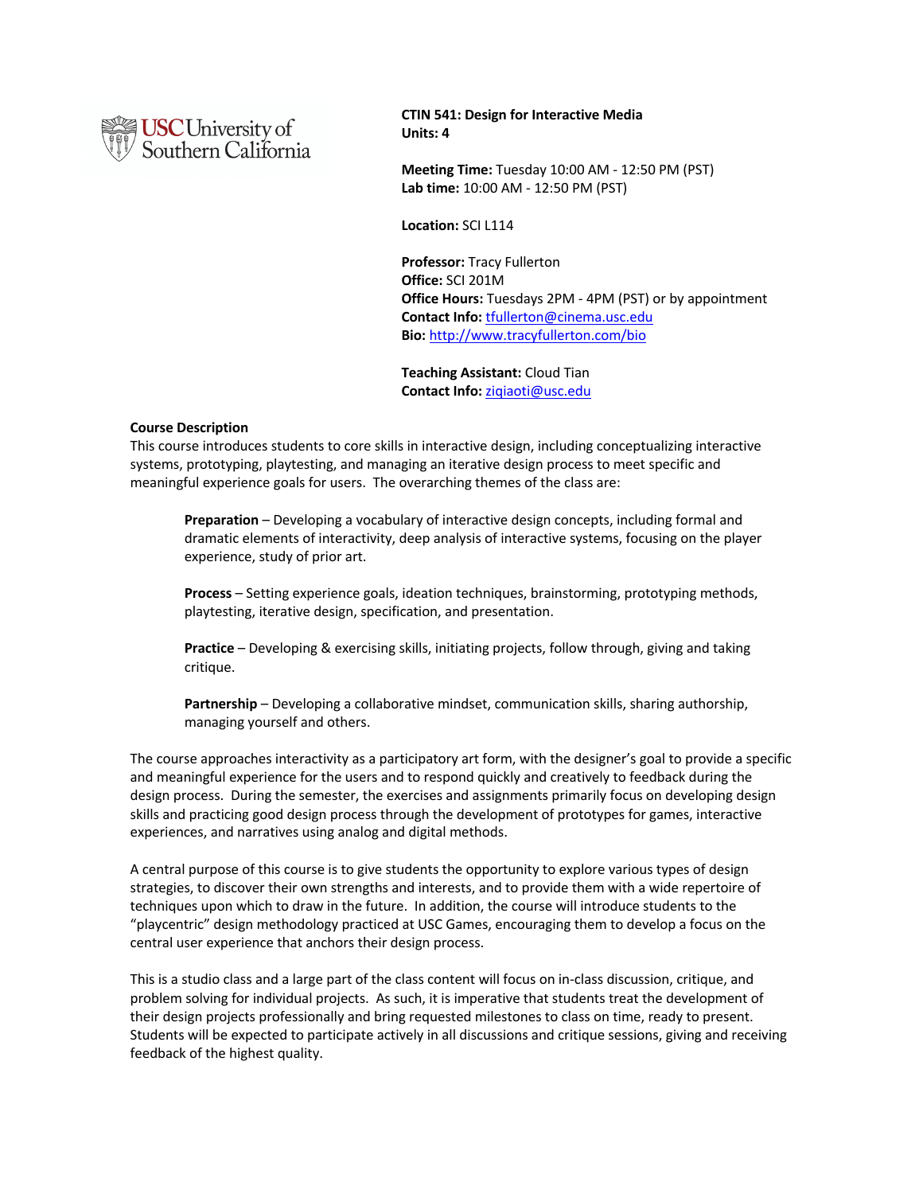USC University of Southern California

**CTIN 541: Design for Interactive Media**
**Units:** 4

**Meeting Time:** Tuesday 10:00 AM - 12:50 PM (PST)
**Lab time:** 10:00 AM - 12:50 PM (PST)

**Location:** SCI L114

**Professor:** Tracy Fullerton
**Office:** SCI 201M
**Office Hours:** Tuesdays 2PM - 4PM (PST) or by appointment
**Contact Info:** tfullerton@cinema.usc.edu
**Bio:** http://www.tracyfullerton.com/bio

**Teaching Assistant:** Cloud Tian
**Contact Info:** ziqiaoti@usc.edu

## Course Description

This course introduces students to core skills in interactive design, including conceptualizing interactive systems, prototyping, playtesting, and managing an iterative design process to meet specific and meaningful experience goals for users. The overarching themes of the class are:

> **Preparation** – Developing a vocabulary of interactive design concepts, including formal and dramatic elements of interactivity, deep analysis of interactive systems, focusing on the player experience, study of prior art.
>
> **Process** – Setting experience goals, ideation techniques, brainstorming, prototyping methods, playtesting, iterative design, specification, and presentation.
>
> **Practice** – Developing & exercising skills, initiating projects, follow through, giving and taking critique.
>
> **Partnership** – Developing a collaborative mindset, communication skills, sharing authorship, managing yourself and others.

The course approaches interactivity as a participatory art form, with the designer's goal to provide a specific and meaningful experience for the users and to respond quickly and creatively to feedback during the design process. During the semester, the exercises and assignments primarily focus on developing design skills and practicing good design process through the development of prototypes for games, interactive experiences, and narratives using analog and digital methods.

A central purpose of this course is to give students the opportunity to explore various types of design strategies, to discover their own strengths and interests, and to provide them with a wide repertoire of techniques upon which to draw in the future. In addition, the course will introduce students to the "playcentric" design methodology practiced at USC Games, encouraging them to develop a focus on the central user experience that anchors their design process.

This is a studio class and a large part of the class content will focus on in-class discussion, critique, and problem solving for individual projects. As such, it is imperative that students treat the development of their design projects professionally and bring requested milestones to class on time, ready to present. Students will be expected to participate actively in all discussions and critique sessions, giving and receiving feedback of the highest quality.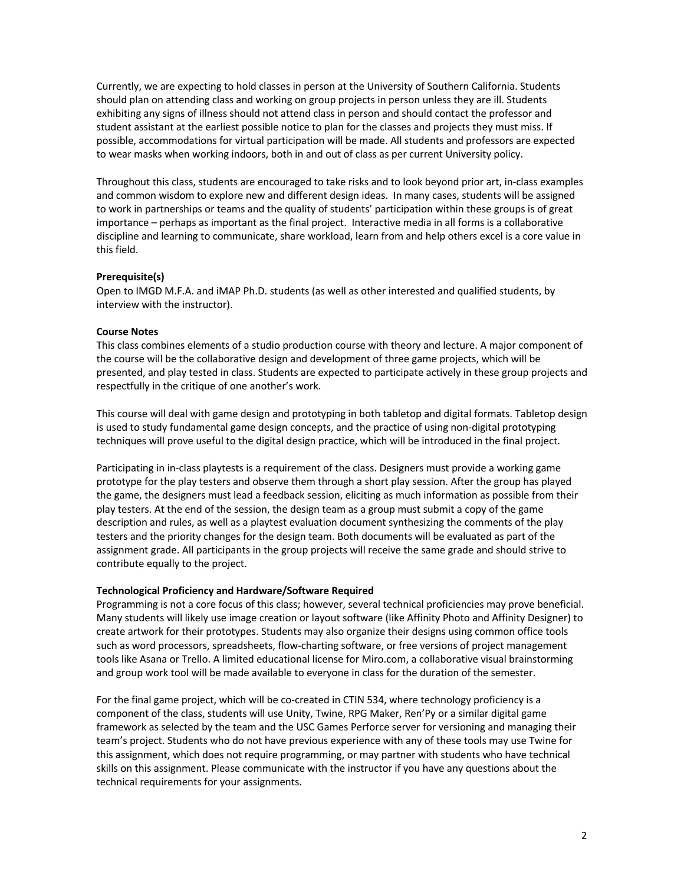Currently, we are expecting to hold classes in person at the University of Southern California. Students should plan on attending class and working on group projects in person unless they are ill. Students exhibiting any signs of illness should not attend class in person and should contact the professor and student assistant at the earliest possible notice to plan for the classes and projects they must miss. If possible, accommodations for virtual participation will be made. All students and professors are expected to wear masks when working indoors, both in and out of class as per current University policy.

Throughout this class, students are encouraged to take risks and to look beyond prior art, in-class examples and common wisdom to explore new and different design ideas. In many cases, students will be assigned to work in partnerships or teams and the quality of students' participation within these groups is of great importance – perhaps as important as the final project. Interactive media in all forms is a collaborative discipline and learning to communicate, share workload, learn from and help others excel is a core value in this field.

**Prerequisite(s)**
Open to IMGD M.F.A. and iMAP Ph.D. students (as well as other interested and qualified students, by interview with the instructor).

**Course Notes**
This class combines elements of a studio production course with theory and lecture. A major component of the course will be the collaborative design and development of three game projects, which will be presented, and play tested in class. Students are expected to participate actively in these group projects and respectfully in the critique of one another's work.

This course will deal with game design and prototyping in both tabletop and digital formats. Tabletop design is used to study fundamental game design concepts, and the practice of using non-digital prototyping techniques will prove useful to the digital design practice, which will be introduced in the final project.

Participating in in-class playtests is a requirement of the class. Designers must provide a working game prototype for the play testers and observe them through a short play session. After the group has played the game, the designers must lead a feedback session, eliciting as much information as possible from their play testers. At the end of the session, the design team as a group must submit a copy of the game description and rules, as well as a playtest evaluation document synthesizing the comments of the play testers and the priority changes for the design team. Both documents will be evaluated as part of the assignment grade. All participants in the group projects will receive the same grade and should strive to contribute equally to the project.

**Technological Proficiency and Hardware/Software Required**
Programming is not a core focus of this class; however, several technical proficiencies may prove beneficial. Many students will likely use image creation or layout software (like Affinity Photo and Affinity Designer) to create artwork for their prototypes. Students may also organize their designs using common office tools such as word processors, spreadsheets, flow-charting software, or free versions of project management tools like Asana or Trello. A limited educational license for Miro.com, a collaborative visual brainstorming and group work tool will be made available to everyone in class for the duration of the semester.

For the final game project, which will be co-created in CTIN 534, where technology proficiency is a component of the class, students will use Unity, Twine, RPG Maker, Ren'Py or a similar digital game framework as selected by the team and the USC Games Perforce server for versioning and managing their team's project. Students who do not have previous experience with any of these tools may use Twine for this assignment, which does not require programming, or may partner with students who have technical skills on this assignment. Please communicate with the instructor if you have any questions about the technical requirements for your assignments.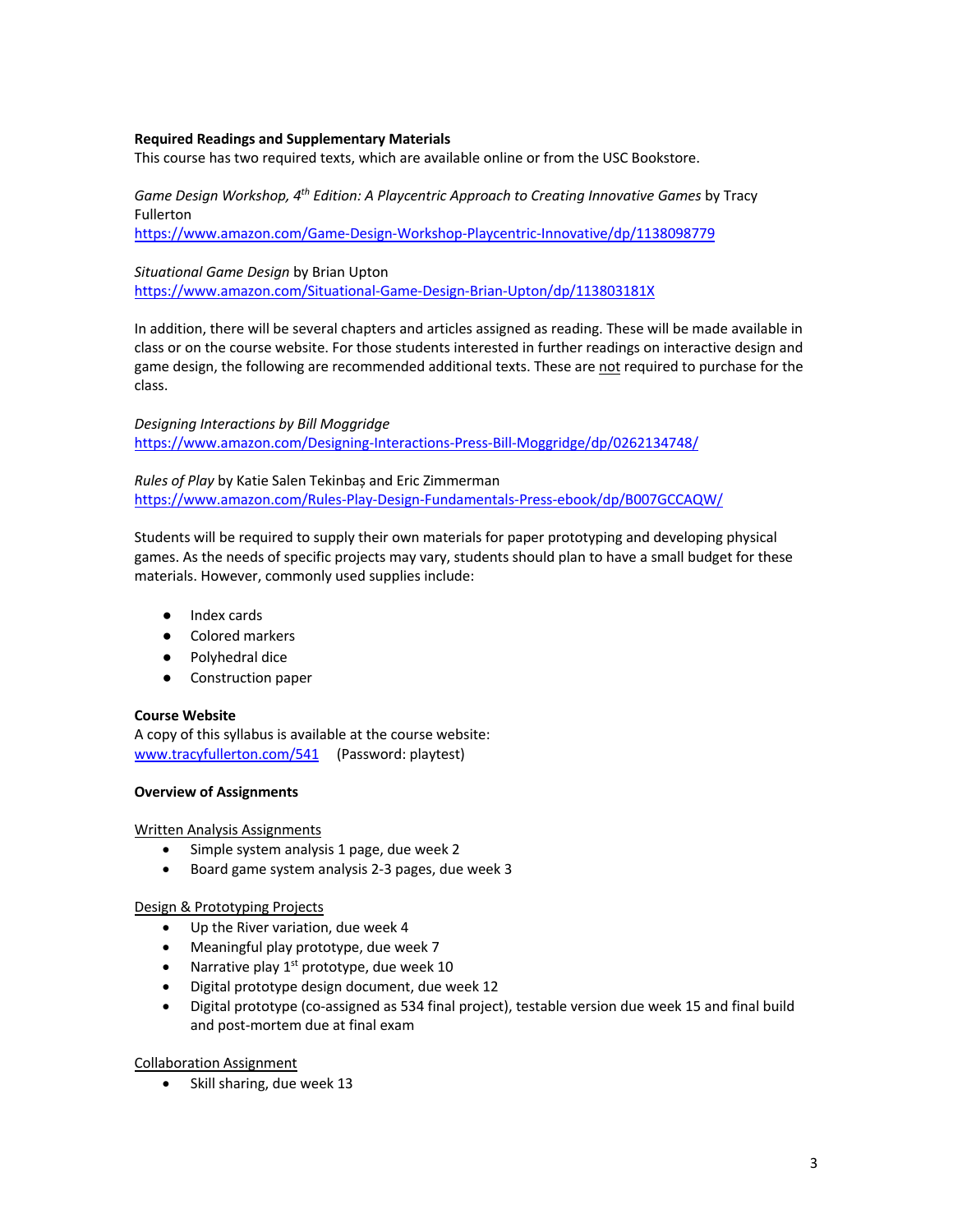**Required Readings and Supplementary Materials**

This course has two required texts, which are available online or from the USC Bookstore.

*Game Design Workshop, 4th Edition: A Playcentric Approach to Creating Innovative Games* by Tracy Fullerton
https://www.amazon.com/Game-Design-Workshop-Playcentric-Innovative/dp/1138098779

*Situational Game Design* by Brian Upton
https://www.amazon.com/Situational-Game-Design-Brian-Upton/dp/113803181X

In addition, there will be several chapters and articles assigned as reading. These will be made available in class or on the course website. For those students interested in further readings on interactive design and game design, the following are recommended additional texts. These are not required to purchase for the class.

*Designing Interactions by Bill Moggridge*
https://www.amazon.com/Designing-Interactions-Press-Bill-Moggridge/dp/0262134748/

*Rules of Play* by Katie Salen Tekinbaș and Eric Zimmerman
https://www.amazon.com/Rules-Play-Design-Fundamentals-Press-ebook/dp/B007GCCAQW/

Students will be required to supply their own materials for paper prototyping and developing physical games. As the needs of specific projects may vary, students should plan to have a small budget for these materials. However, commonly used supplies include:

- Index cards
- Colored markers
- Polyhedral dice
- Construction paper

**Course Website**

A copy of this syllabus is available at the course website:
www.tracyfullerton.com/541 (Password: playtest)

**Overview of Assignments**

Written Analysis Assignments

- Simple system analysis 1 page, due week 2
- Board game system analysis 2-3 pages, due week 3

Design & Prototyping Projects

- Up the River variation, due week 4
- Meaningful play prototype, due week 7
- Narrative play 1st prototype, due week 10
- Digital prototype design document, due week 12
- Digital prototype (co-assigned as 534 final project), testable version due week 15 and final build and post-mortem due at final exam

Collaboration Assignment

- Skill sharing, due week 13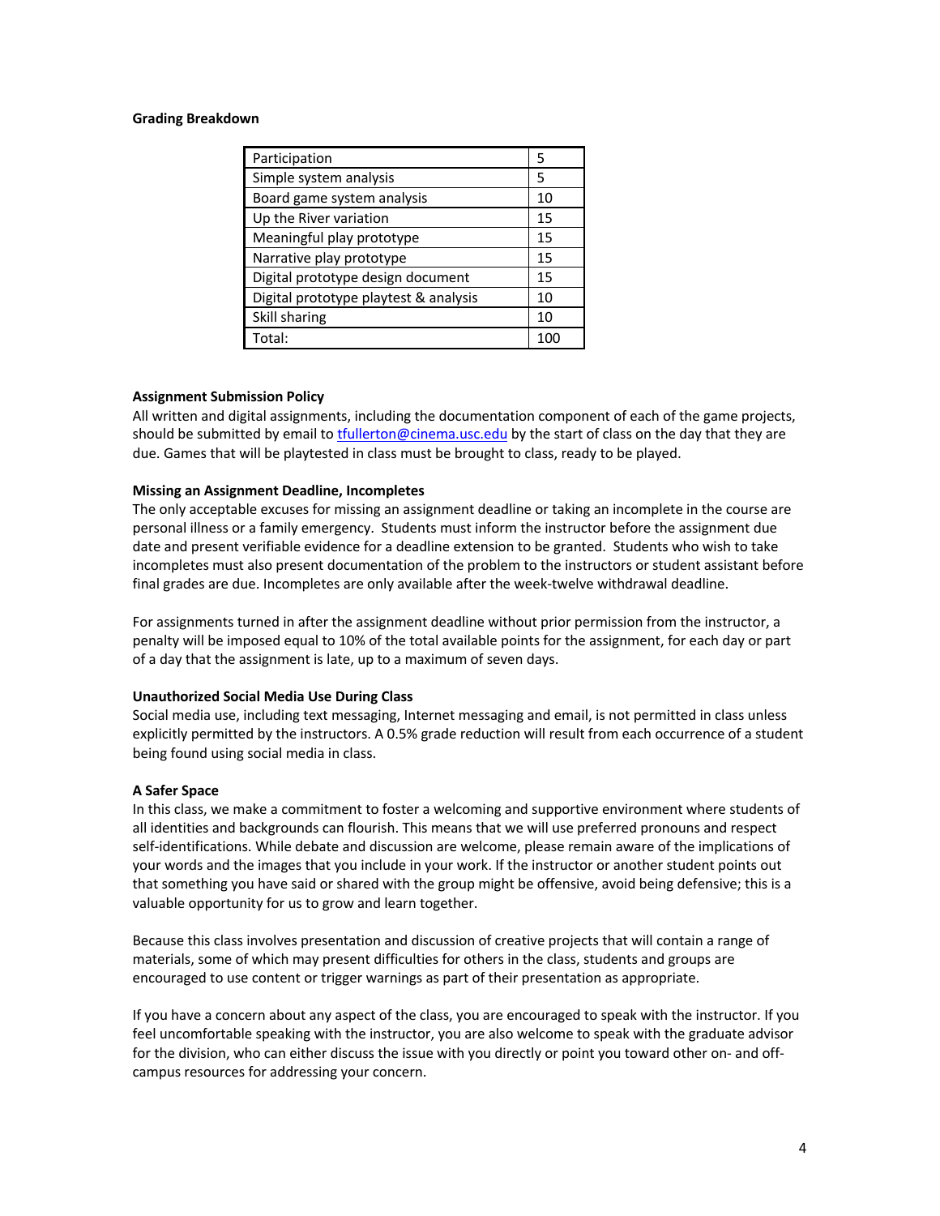**Grading Breakdown**

| Participation | 5 |
|---|---|
| Simple system analysis | 5 |
| Board game system analysis | 10 |
| Up the River variation | 15 |
| Meaningful play prototype | 15 |
| Narrative play prototype | 15 |
| Digital prototype design document | 15 |
| Digital prototype playtest & analysis | 10 |
| Skill sharing | 10 |
| Total: | 100 |

**Assignment Submission Policy**

All written and digital assignments, including the documentation component of each of the game projects, should be submitted by email to tfullerton@cinema.usc.edu by the start of class on the day that they are due. Games that will be playtested in class must be brought to class, ready to be played.

**Missing an Assignment Deadline, Incompletes**

The only acceptable excuses for missing an assignment deadline or taking an incomplete in the course are personal illness or a family emergency. Students must inform the instructor before the assignment due date and present verifiable evidence for a deadline extension to be granted. Students who wish to take incompletes must also present documentation of the problem to the instructors or student assistant before final grades are due. Incompletes are only available after the week-twelve withdrawal deadline.

For assignments turned in after the assignment deadline without prior permission from the instructor, a penalty will be imposed equal to 10% of the total available points for the assignment, for each day or part of a day that the assignment is late, up to a maximum of seven days.

**Unauthorized Social Media Use During Class**

Social media use, including text messaging, Internet messaging and email, is not permitted in class unless explicitly permitted by the instructors. A 0.5% grade reduction will result from each occurrence of a student being found using social media in class.

**A Safer Space**

In this class, we make a commitment to foster a welcoming and supportive environment where students of all identities and backgrounds can flourish. This means that we will use preferred pronouns and respect self-identifications. While debate and discussion are welcome, please remain aware of the implications of your words and the images that you include in your work. If the instructor or another student points out that something you have said or shared with the group might be offensive, avoid being defensive; this is a valuable opportunity for us to grow and learn together.

Because this class involves presentation and discussion of creative projects that will contain a range of materials, some of which may present difficulties for others in the class, students and groups are encouraged to use content or trigger warnings as part of their presentation as appropriate.

If you have a concern about any aspect of the class, you are encouraged to speak with the instructor. If you feel uncomfortable speaking with the instructor, you are also welcome to speak with the graduate advisor for the division, who can either discuss the issue with you directly or point you toward other on- and off-campus resources for addressing your concern.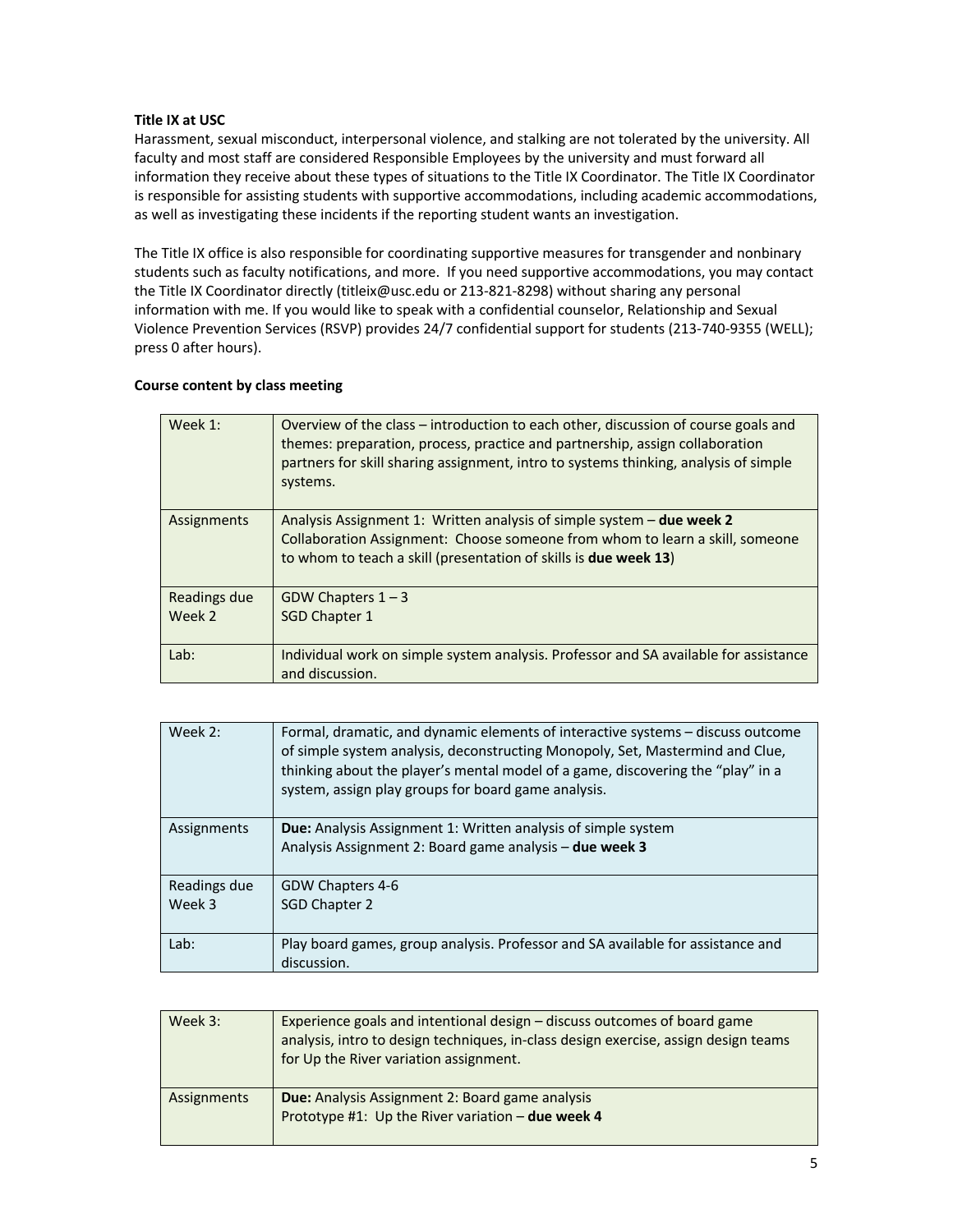**Title IX at USC**

Harassment, sexual misconduct, interpersonal violence, and stalking are not tolerated by the university. All faculty and most staff are considered Responsible Employees by the university and must forward all information they receive about these types of situations to the Title IX Coordinator. The Title IX Coordinator is responsible for assisting students with supportive accommodations, including academic accommodations, as well as investigating these incidents if the reporting student wants an investigation.

The Title IX office is also responsible for coordinating supportive measures for transgender and nonbinary students such as faculty notifications, and more. If you need supportive accommodations, you may contact the Title IX Coordinator directly (titleix@usc.edu or 213-821-8298) without sharing any personal information with me. If you would like to speak with a confidential counselor, Relationship and Sexual Violence Prevention Services (RSVP) provides 24/7 confidential support for students (213-740-9355 (WELL); press 0 after hours).

**Course content by class meeting**

| Week 1: | Overview of the class – introduction to each other, discussion of course goals and themes: preparation, process, practice and partnership, assign collaboration partners for skill sharing assignment, intro to systems thinking, analysis of simple systems. |
|---|---|
| Assignments | Analysis Assignment 1: Written analysis of simple system – **due week 2**<br>Collaboration Assignment: Choose someone from whom to learn a skill, someone to whom to teach a skill (presentation of skills is **due week 13**) |
| Readings due Week 2 | GDW Chapters 1 – 3<br>SGD Chapter 1 |
| Lab: | Individual work on simple system analysis. Professor and SA available for assistance and discussion. |

| Week 2: | Formal, dramatic, and dynamic elements of interactive systems – discuss outcome of simple system analysis, deconstructing Monopoly, Set, Mastermind and Clue, thinking about the player's mental model of a game, discovering the "play" in a system, assign play groups for board game analysis. |
|---|---|
| Assignments | **Due:** Analysis Assignment 1: Written analysis of simple system<br>Analysis Assignment 2: Board game analysis – **due week 3** |
| Readings due Week 3 | GDW Chapters 4-6<br>SGD Chapter 2 |
| Lab: | Play board games, group analysis. Professor and SA available for assistance and discussion. |

| Week 3: | Experience goals and intentional design – discuss outcomes of board game analysis, intro to design techniques, in-class design exercise, assign design teams for Up the River variation assignment. |
|---|---|
| Assignments | **Due:** Analysis Assignment 2: Board game analysis<br>Prototype #1: Up the River variation – **due week 4** |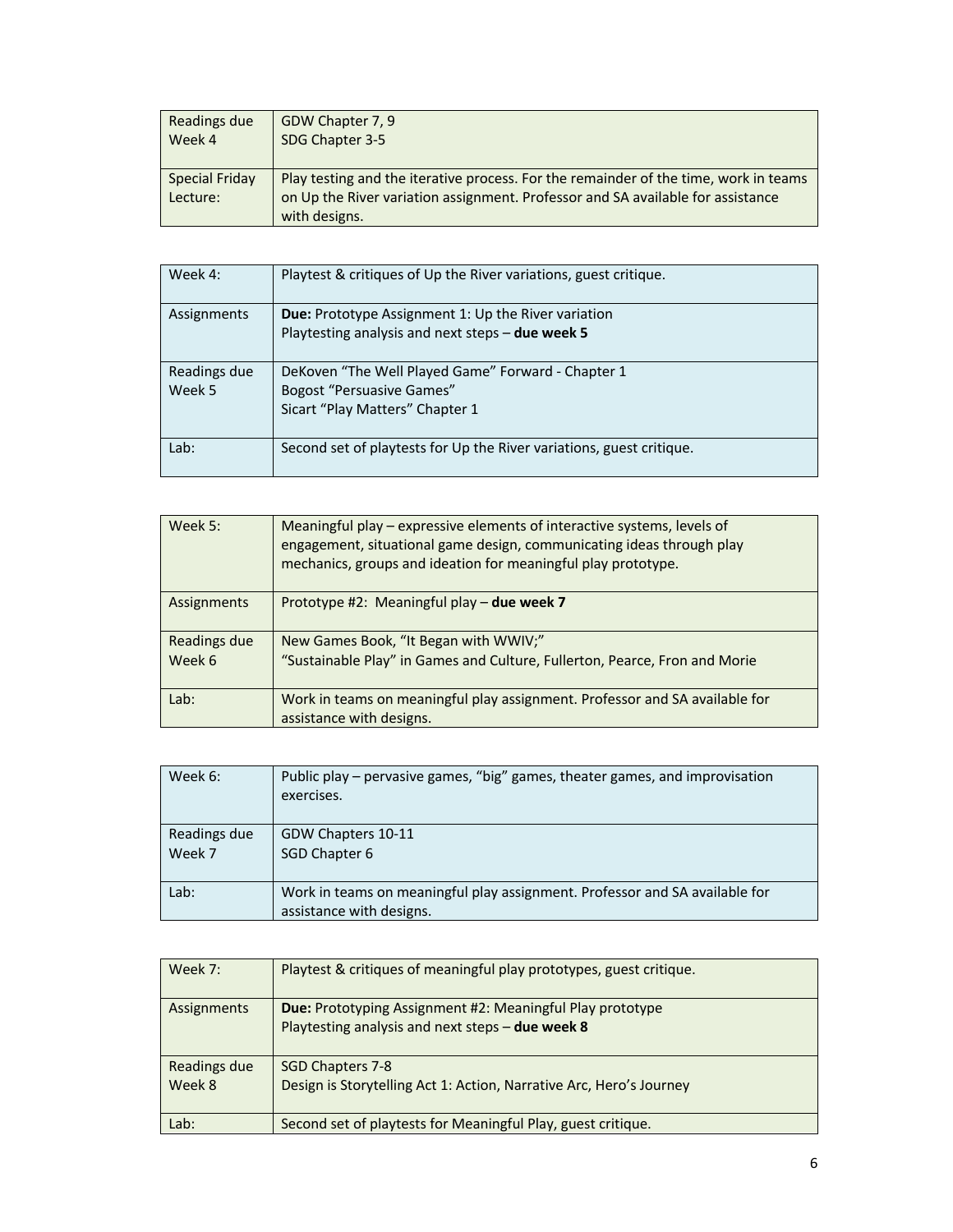| Readings due Week 4 | GDW Chapter 7, 9<br>SDG Chapter 3-5 |
|---|---|
| Special Friday Lecture: | Play testing and the iterative process. For the remainder of the time, work in teams on Up the River variation assignment. Professor and SA available for assistance with designs. |

| Week 4: | Playtest & critiques of Up the River variations, guest critique. |
|---|---|
| Assignments | **Due:** Prototype Assignment 1: Up the River variation<br>Playtesting analysis and next steps – **due week 5** |
| Readings due Week 5 | DeKoven “The Well Played Game” Forward - Chapter 1<br>Bogost “Persuasive Games”<br>Sicart “Play Matters” Chapter 1 |
| Lab: | Second set of playtests for Up the River variations, guest critique. |

| Week 5: | Meaningful play – expressive elements of interactive systems, levels of engagement, situational game design, communicating ideas through play mechanics, groups and ideation for meaningful play prototype. |
|---|---|
| Assignments | Prototype #2: Meaningful play – **due week 7** |
| Readings due Week 6 | New Games Book, “It Began with WWIV;”<br>“Sustainable Play” in Games and Culture, Fullerton, Pearce, Fron and Morie |
| Lab: | Work in teams on meaningful play assignment. Professor and SA available for assistance with designs. |

| Week 6: | Public play – pervasive games, “big” games, theater games, and improvisation exercises. |
|---|---|
| Readings due Week 7 | GDW Chapters 10-11<br>SGD Chapter 6 |
| Lab: | Work in teams on meaningful play assignment. Professor and SA available for assistance with designs. |

| Week 7: | Playtest & critiques of meaningful play prototypes, guest critique. |
|---|---|
| Assignments | **Due:** Prototyping Assignment #2: Meaningful Play prototype<br>Playtesting analysis and next steps – **due week 8** |
| Readings due Week 8 | SGD Chapters 7-8<br>Design is Storytelling Act 1: Action, Narrative Arc, Hero’s Journey |
| Lab: | Second set of playtests for Meaningful Play, guest critique. |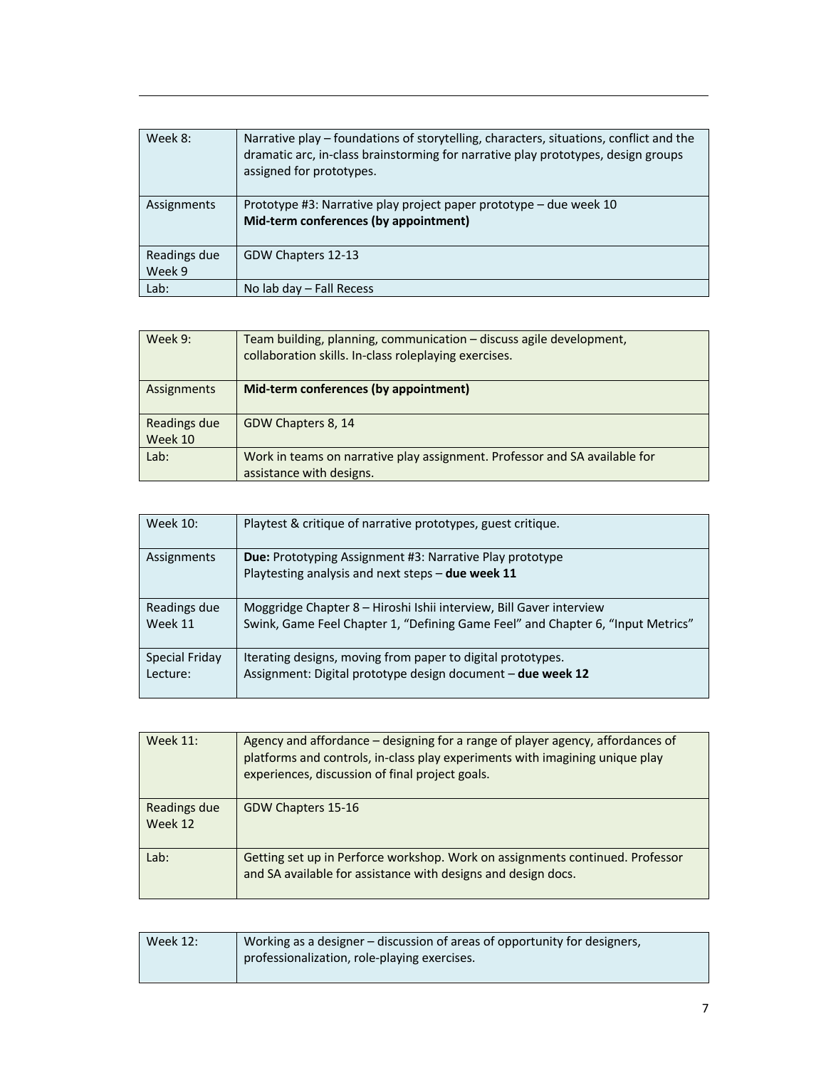| Week 8: | Narrative play – foundations of storytelling, characters, situations, conflict and the dramatic arc, in-class brainstorming for narrative play prototypes, design groups assigned for prototypes. |
|---|---|
| Assignments | Prototype #3: Narrative play project paper prototype – due week 10<br>**Mid-term conferences (by appointment)** |
| Readings due Week 9 | GDW Chapters 12-13 |
| Lab: | No lab day – Fall Recess |

| Week 9: | Team building, planning, communication – discuss agile development, collaboration skills. In-class roleplaying exercises. |
|---|---|
| Assignments | **Mid-term conferences (by appointment)** |
| Readings due Week 10 | GDW Chapters 8, 14 |
| Lab: | Work in teams on narrative play assignment. Professor and SA available for assistance with designs. |

| Week 10: | Playtest & critique of narrative prototypes, guest critique. |
|---|---|
| Assignments | **Due:** Prototyping Assignment #3: Narrative Play prototype<br>Playtesting analysis and next steps – **due week 11** |
| Readings due Week 11 | Moggridge Chapter 8 – Hiroshi Ishii interview, Bill Gaver interview<br>Swink, Game Feel Chapter 1, "Defining Game Feel" and Chapter 6, "Input Metrics" |
| Special Friday Lecture: | Iterating designs, moving from paper to digital prototypes.<br>Assignment: Digital prototype design document – **due week 12** |

| Week 11: | Agency and affordance – designing for a range of player agency, affordances of platforms and controls, in-class play experiments with imagining unique play experiences, discussion of final project goals. |
|---|---|
| Readings due Week 12 | GDW Chapters 15-16 |
| Lab: | Getting set up in Perforce workshop. Work on assignments continued. Professor and SA available for assistance with designs and design docs. |

| Week 12: | Working as a designer – discussion of areas of opportunity for designers, professionalization, role-playing exercises. |
|---|---|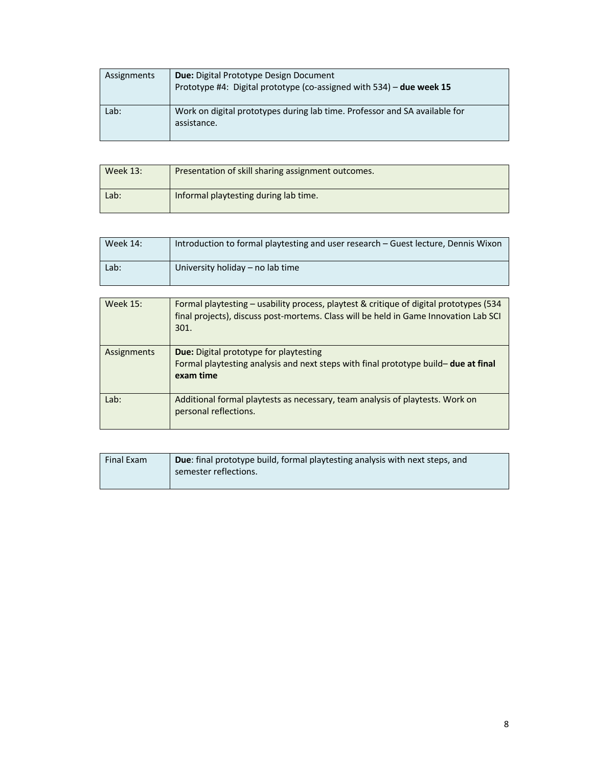| Assignments | **Due:** Digital Prototype Design Document<br>Prototype #4: Digital prototype (co-assigned with 534) – **due week 15** |
| --- | --- |
| Lab: | Work on digital prototypes during lab time. Professor and SA available for assistance. |

| Week 13: | Presentation of skill sharing assignment outcomes. |
| --- | --- |
| Lab: | Informal playtesting during lab time. |

| Week 14: | Introduction to formal playtesting and user research – Guest lecture, Dennis Wixon |
| --- | --- |
| Lab: | University holiday – no lab time |

| Week 15: | Formal playtesting – usability process, playtest & critique of digital prototypes (534 final projects), discuss post-mortems. Class will be held in Game Innovation Lab SCI 301. |
| --- | --- |
| Assignments | **Due:** Digital prototype for playtesting<br>Formal playtesting analysis and next steps with final prototype build– **due at final exam time** |
| Lab: | Additional formal playtests as necessary, team analysis of playtests. Work on personal reflections. |

| Final Exam | **Due**: final prototype build, formal playtesting analysis with next steps, and semester reflections. |
| --- | --- |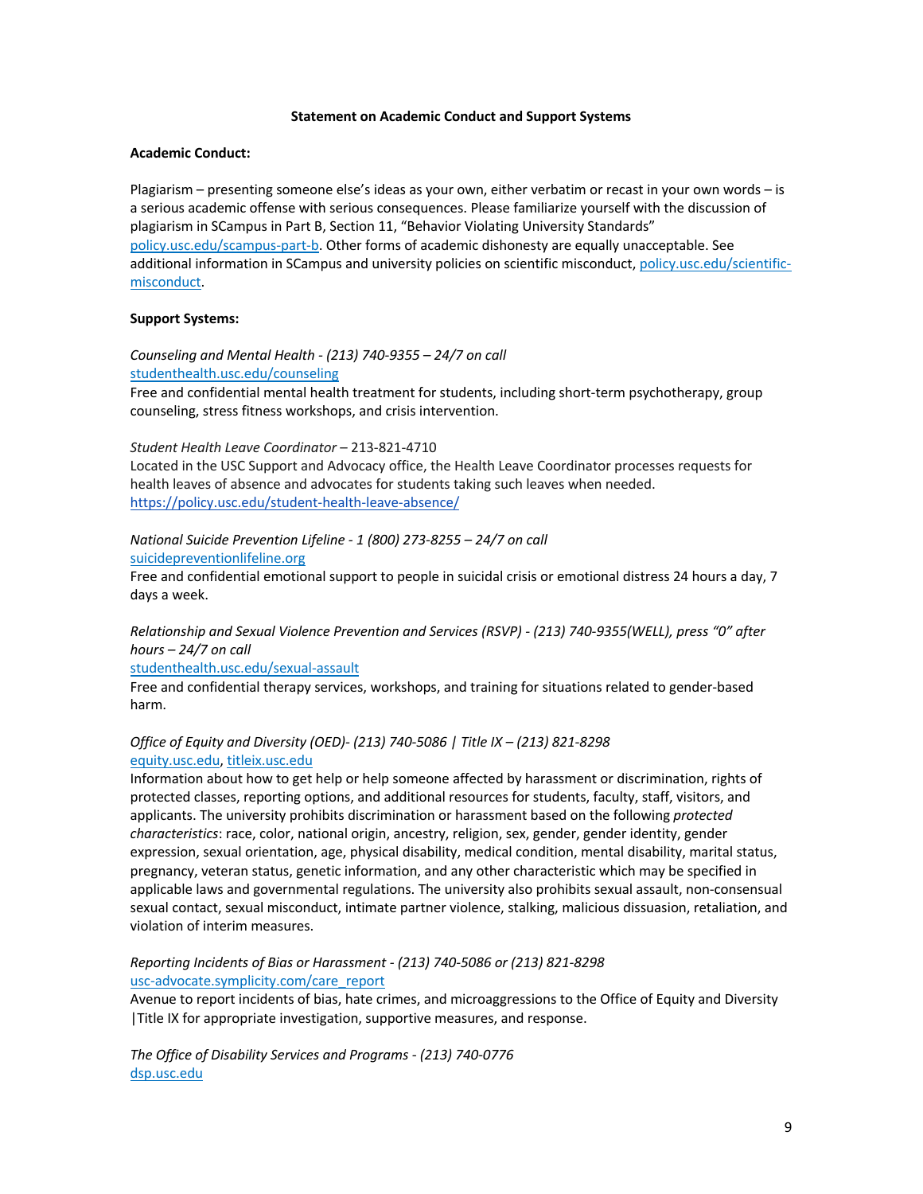**Statement on Academic Conduct and Support Systems**

**Academic Conduct:**

Plagiarism – presenting someone else's ideas as your own, either verbatim or recast in your own words – is a serious academic offense with serious consequences. Please familiarize yourself with the discussion of plagiarism in SCampus in Part B, Section 11, "Behavior Violating University Standards" policy.usc.edu/scampus-part-b. Other forms of academic dishonesty are equally unacceptable. See additional information in SCampus and university policies on scientific misconduct, policy.usc.edu/scientific-misconduct.

**Support Systems:**

*Counseling and Mental Health - (213) 740-9355 – 24/7 on call*
studenthealth.usc.edu/counseling
Free and confidential mental health treatment for students, including short-term psychotherapy, group counseling, stress fitness workshops, and crisis intervention.

*Student Health Leave Coordinator* – 213-821-4710
Located in the USC Support and Advocacy office, the Health Leave Coordinator processes requests for health leaves of absence and advocates for students taking such leaves when needed.
https://policy.usc.edu/student-health-leave-absence/

*National Suicide Prevention Lifeline - 1 (800) 273-8255 – 24/7 on call*
suicidepreventionlifeline.org
Free and confidential emotional support to people in suicidal crisis or emotional distress 24 hours a day, 7 days a week.

*Relationship and Sexual Violence Prevention and Services (RSVP) - (213) 740-9355(WELL), press "0" after hours – 24/7 on call*
studenthealth.usc.edu/sexual-assault
Free and confidential therapy services, workshops, and training for situations related to gender-based harm.

*Office of Equity and Diversity (OED)- (213) 740-5086 | Title IX – (213) 821-8298*
equity.usc.edu, titleix.usc.edu
Information about how to get help or help someone affected by harassment or discrimination, rights of protected classes, reporting options, and additional resources for students, faculty, staff, visitors, and applicants. The university prohibits discrimination or harassment based on the following *protected characteristics*: race, color, national origin, ancestry, religion, sex, gender, gender identity, gender expression, sexual orientation, age, physical disability, medical condition, mental disability, marital status, pregnancy, veteran status, genetic information, and any other characteristic which may be specified in applicable laws and governmental regulations. The university also prohibits sexual assault, non-consensual sexual contact, sexual misconduct, intimate partner violence, stalking, malicious dissuasion, retaliation, and violation of interim measures.

*Reporting Incidents of Bias or Harassment - (213) 740-5086 or (213) 821-8298*
usc-advocate.symplicity.com/care_report
Avenue to report incidents of bias, hate crimes, and microaggressions to the Office of Equity and Diversity |Title IX for appropriate investigation, supportive measures, and response.

*The Office of Disability Services and Programs - (213) 740-0776*
dsp.usc.edu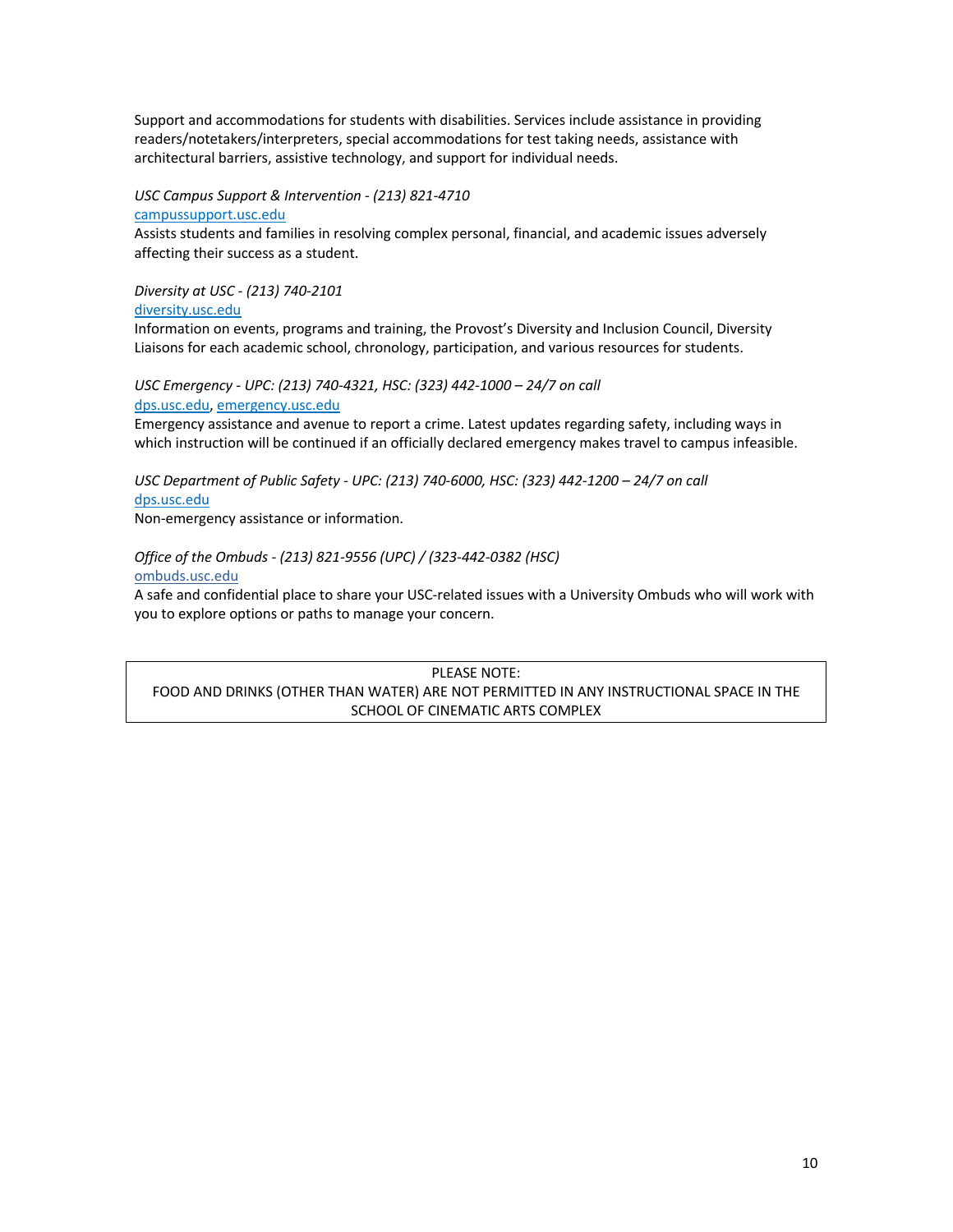Support and accommodations for students with disabilities. Services include assistance in providing readers/notetakers/interpreters, special accommodations for test taking needs, assistance with architectural barriers, assistive technology, and support for individual needs.

*USC Campus Support & Intervention - (213) 821-4710*
[campussupport.usc.edu](campussupport.usc.edu)
Assists students and families in resolving complex personal, financial, and academic issues adversely affecting their success as a student.

*Diversity at USC - (213) 740-2101*
[diversity.usc.edu](diversity.usc.edu)
Information on events, programs and training, the Provost's Diversity and Inclusion Council, Diversity Liaisons for each academic school, chronology, participation, and various resources for students.

*USC Emergency - UPC: (213) 740-4321, HSC: (323) 442-1000 – 24/7 on call*
[dps.usc.edu](dps.usc.edu), [emergency.usc.edu](emergency.usc.edu)
Emergency assistance and avenue to report a crime. Latest updates regarding safety, including ways in which instruction will be continued if an officially declared emergency makes travel to campus infeasible.

*USC Department of Public Safety - UPC: (213) 740-6000, HSC: (323) 442-1200 – 24/7 on call*
[dps.usc.edu](dps.usc.edu)
Non-emergency assistance or information.

*Office of the Ombuds - (213) 821-9556 (UPC) / (323-442-0382 (HSC)*
[ombuds.usc.edu](ombuds.usc.edu)
A safe and confidential place to share your USC-related issues with a University Ombuds who will work with you to explore options or paths to manage your concern.

PLEASE NOTE:
FOOD AND DRINKS (OTHER THAN WATER) ARE NOT PERMITTED IN ANY INSTRUCTIONAL SPACE IN THE SCHOOL OF CINEMATIC ARTS COMPLEX